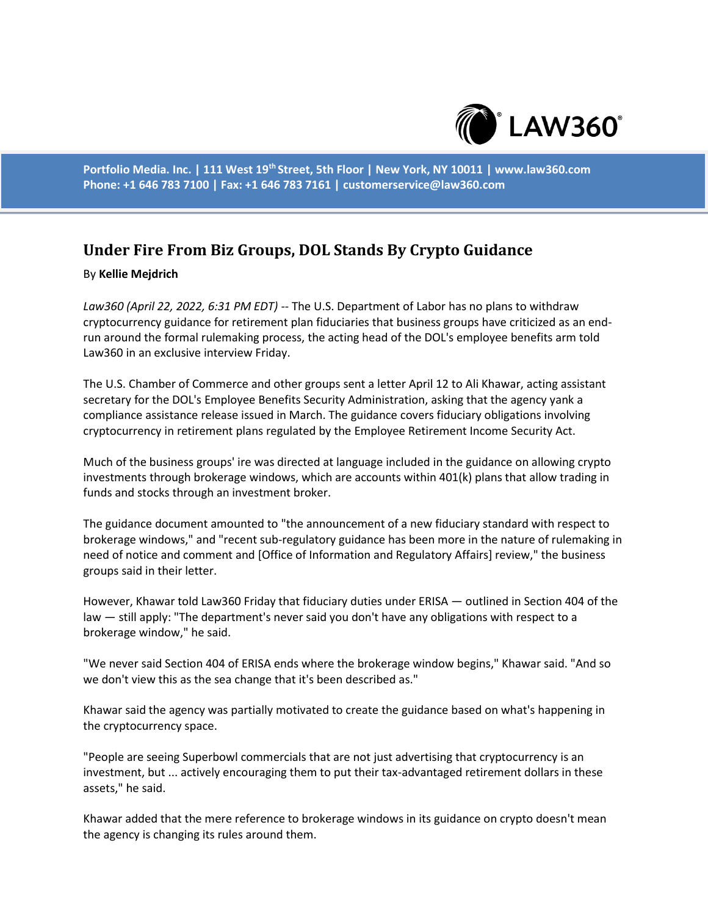Portfolio Media. Inc. | 111 West 19th Street, 5th Floor | New York, NY 10011 | www.law360.com
Phone: +1 646 783 7100 | Fax: +1 646 783 7161 | customerservice@law360.com

# Under Fire From Biz Groups, DOL Stands By Crypto Guidance

By **Kellie Mejdrich**

*Law360 (April 22, 2022, 6:31 PM EDT)* -- The U.S. Department of Labor has no plans to withdraw cryptocurrency guidance for retirement plan fiduciaries that business groups have criticized as an end-run around the formal rulemaking process, the acting head of the DOL's employee benefits arm told Law360 in an exclusive interview Friday.

The U.S. Chamber of Commerce and other groups sent a letter April 12 to Ali Khawar, acting assistant secretary for the DOL's Employee Benefits Security Administration, asking that the agency yank a compliance assistance release issued in March. The guidance covers fiduciary obligations involving cryptocurrency in retirement plans regulated by the Employee Retirement Income Security Act.

Much of the business groups' ire was directed at language included in the guidance on allowing crypto investments through brokerage windows, which are accounts within 401(k) plans that allow trading in funds and stocks through an investment broker.

The guidance document amounted to "the announcement of a new fiduciary standard with respect to brokerage windows," and "recent sub-regulatory guidance has been more in the nature of rulemaking in need of notice and comment and [Office of Information and Regulatory Affairs] review," the business groups said in their letter.

However, Khawar told Law360 Friday that fiduciary duties under ERISA — outlined in Section 404 of the law — still apply: "The department's never said you don't have any obligations with respect to a brokerage window," he said.

"We never said Section 404 of ERISA ends where the brokerage window begins," Khawar said. "And so we don't view this as the sea change that it's been described as."

Khawar said the agency was partially motivated to create the guidance based on what's happening in the cryptocurrency space.

"People are seeing Superbowl commercials that are not just advertising that cryptocurrency is an investment, but ... actively encouraging them to put their tax-advantaged retirement dollars in these assets," he said.

Khawar added that the mere reference to brokerage windows in its guidance on crypto doesn't mean the agency is changing its rules around them.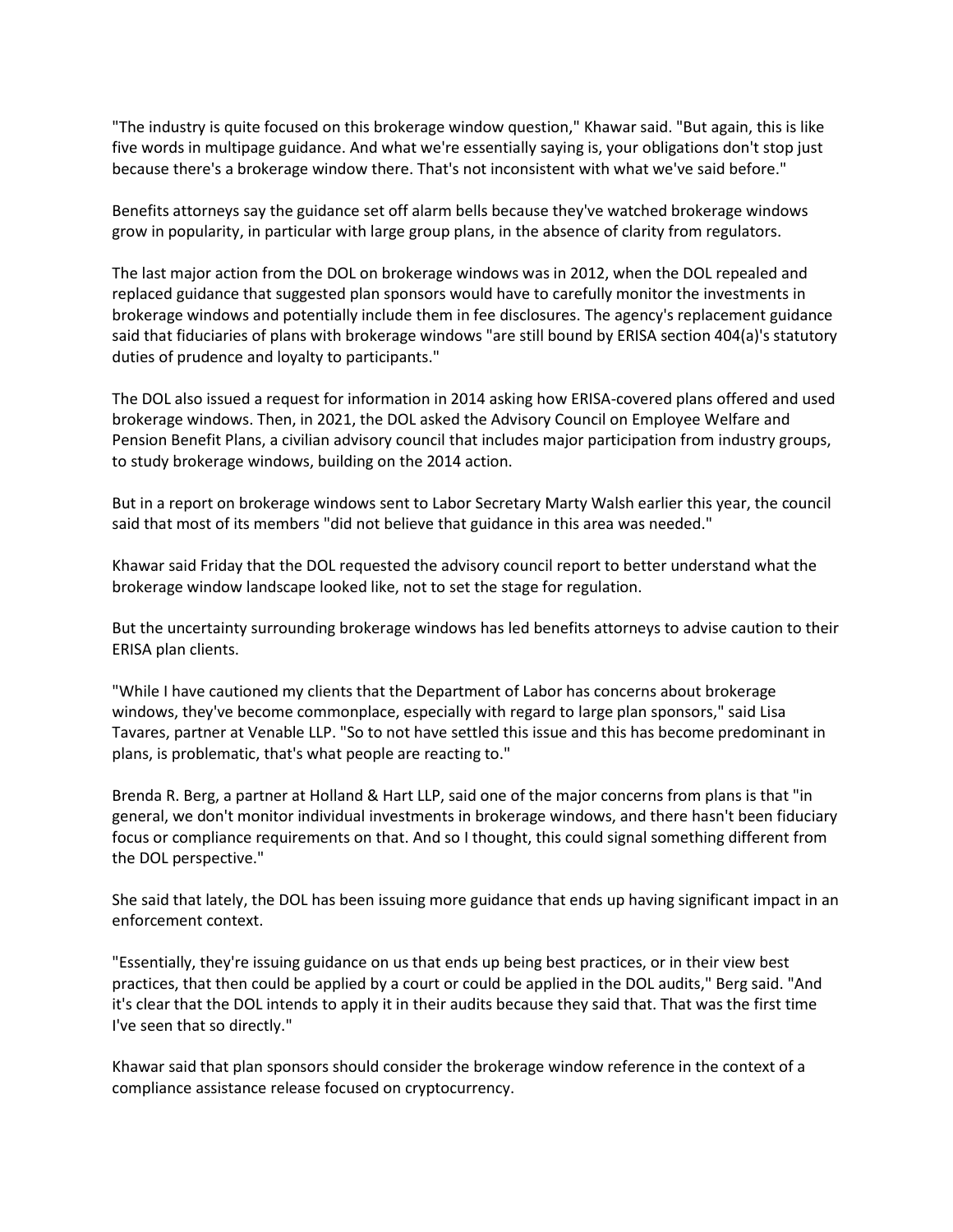"The industry is quite focused on this brokerage window question," Khawar said. "But again, this is like five words in multipage guidance. And what we're essentially saying is, your obligations don't stop just because there's a brokerage window there. That's not inconsistent with what we've said before."

Benefits attorneys say the guidance set off alarm bells because they've watched brokerage windows grow in popularity, in particular with large group plans, in the absence of clarity from regulators.

The last major action from the DOL on brokerage windows was in 2012, when the DOL repealed and replaced guidance that suggested plan sponsors would have to carefully monitor the investments in brokerage windows and potentially include them in fee disclosures. The agency's replacement guidance said that fiduciaries of plans with brokerage windows "are still bound by ERISA section 404(a)'s statutory duties of prudence and loyalty to participants."

The DOL also issued a request for information in 2014 asking how ERISA-covered plans offered and used brokerage windows. Then, in 2021, the DOL asked the Advisory Council on Employee Welfare and Pension Benefit Plans, a civilian advisory council that includes major participation from industry groups, to study brokerage windows, building on the 2014 action.

But in a report on brokerage windows sent to Labor Secretary Marty Walsh earlier this year, the council said that most of its members "did not believe that guidance in this area was needed."

Khawar said Friday that the DOL requested the advisory council report to better understand what the brokerage window landscape looked like, not to set the stage for regulation.

But the uncertainty surrounding brokerage windows has led benefits attorneys to advise caution to their ERISA plan clients.

"While I have cautioned my clients that the Department of Labor has concerns about brokerage windows, they've become commonplace, especially with regard to large plan sponsors," said Lisa Tavares, partner at Venable LLP. "So to not have settled this issue and this has become predominant in plans, is problematic, that's what people are reacting to."

Brenda R. Berg, a partner at Holland & Hart LLP, said one of the major concerns from plans is that "in general, we don't monitor individual investments in brokerage windows, and there hasn't been fiduciary focus or compliance requirements on that. And so I thought, this could signal something different from the DOL perspective."

She said that lately, the DOL has been issuing more guidance that ends up having significant impact in an enforcement context.

"Essentially, they're issuing guidance on us that ends up being best practices, or in their view best practices, that then could be applied by a court or could be applied in the DOL audits," Berg said. "And it's clear that the DOL intends to apply it in their audits because they said that. That was the first time I've seen that so directly."

Khawar said that plan sponsors should consider the brokerage window reference in the context of a compliance assistance release focused on cryptocurrency.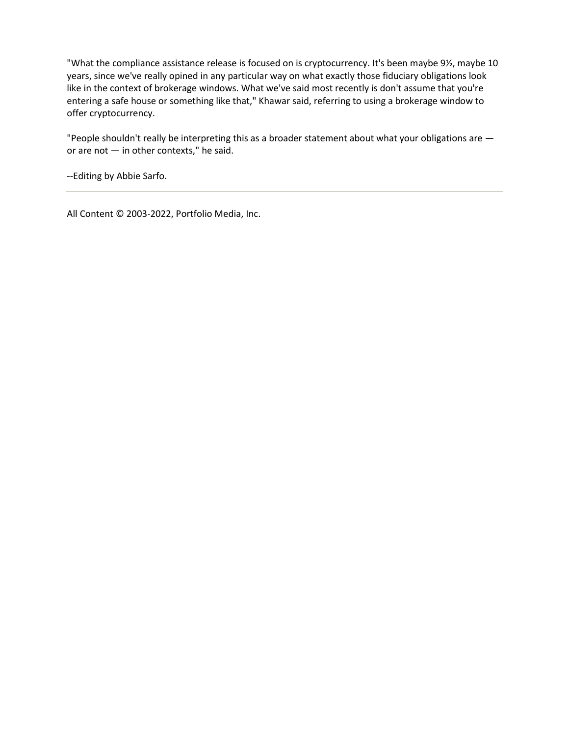"What the compliance assistance release is focused on is cryptocurrency. It's been maybe 9½, maybe 10 years, since we've really opined in any particular way on what exactly those fiduciary obligations look like in the context of brokerage windows. What we've said most recently is don't assume that you're entering a safe house or something like that," Khawar said, referring to using a brokerage window to offer cryptocurrency.

"People shouldn't really be interpreting this as a broader statement about what your obligations are — or are not — in other contexts," he said.

--Editing by Abbie Sarfo.

---

All Content © 2003-2022, Portfolio Media, Inc.